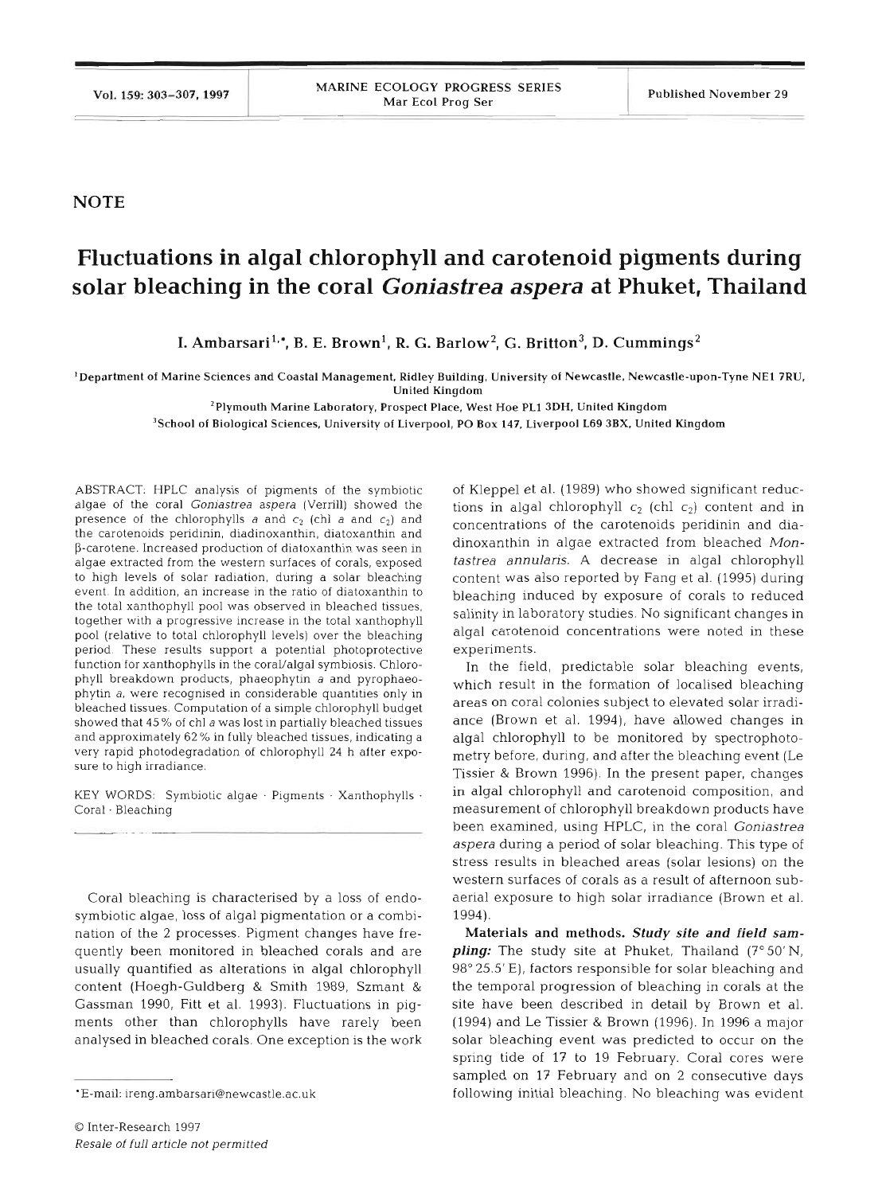## NOTE

# Fluctuations in algal chlorophyll and carotenoid pigments during solar bleaching in the coral *Goniastrea aspera* at Phuket, Thailand

I. Ambarsari[1,*], B. E. Brown[1], R. G. Barlow[2], G. Britton[3], D. Cummings[2]

[1]Department of Marine Sciences and Coastal Management, Ridley Building, University of Newcastle, Newcastle-upon-Tyne NE1 7RU, United Kingdom

[2]Plymouth Marine Laboratory, Prospect Place, West Hoe PL1 3DH, United Kingdom

[3]School of Biological Sciences, University of Liverpool, PO Box 147, Liverpool L69 3BX, United Kingdom

ABSTRACT: HPLC analysis of pigments of the symbiotic algae of the coral *Goniastrea aspera* (Verrill) showed the presence of the chlorophylls *a* and $c_2$ (chl *a* and $c_2$) and the carotenoids peridinin, diadinoxanthin, diatoxanthin and β-carotene. Increased production of diatoxanthin was seen in algae extracted from the western surfaces of corals, exposed to high levels of solar radiation, during a solar bleaching event. In addition, an increase in the ratio of diatoxanthin to the total xanthophyll pool was observed in bleached tissues, together with a progressive increase in the total xanthophyll pool (relative to total chlorophyll levels) over the bleaching period. These results support a potential photoprotective function for xanthophylls in the coral/algal symbiosis. Chlorophyll breakdown products, phaeophytin *a* and pyrophaeophytin *a*, were recognised in considerable quantities only in bleached tissues. Computation of a simple chlorophyll budget showed that 45% of chl *a* was lost in partially bleached tissues and approximately 62% in fully bleached tissues, indicating a very rapid photodegradation of chlorophyll 24 h after exposure to high irradiance.

KEY WORDS: Symbiotic algae · Pigments · Xanthophylls · Coral · Bleaching

Coral bleaching is characterised by a loss of endosymbiotic algae, loss of algal pigmentation or a combination of the 2 processes. Pigment changes have frequently been monitored in bleached corals and are usually quantified as alterations in algal chlorophyll content (Hoegh-Guldberg & Smith 1989, Szmant & Gassman 1990, Fitt et al. 1993). Fluctuations in pigments other than chlorophylls have rarely been analysed in bleached corals. One exception is the work of Kleppel et al. (1989) who showed significant reductions in algal chlorophyll $c_2$ (chl $c_2$) content and in concentrations of the carotenoids peridinin and diadinoxanthin in algae extracted from bleached *Montastrea annularis*. A decrease in algal chlorophyll content was also reported by Fang et al. (1995) during bleaching induced by exposure of corals to reduced salinity in laboratory studies. No significant changes in algal carotenoid concentrations were noted in these experiments.

In the field, predictable solar bleaching events, which result in the formation of localised bleaching areas on coral colonies subject to elevated solar irradiance (Brown et al. 1994), have allowed changes in algal chlorophyll to be monitored by spectrophotometry before, during, and after the bleaching event (Le Tissier & Brown 1996). In the present paper, changes in algal chlorophyll and carotenoid composition, and measurement of chlorophyll breakdown products have been examined, using HPLC, in the coral *Goniastrea aspera* during a period of solar bleaching. This type of stress results in bleached areas (solar lesions) on the western surfaces of corals as a result of afternoon subaerial exposure to high solar irradiance (Brown et al. 1994).

**Materials and methods.** ***Study site and field sampling:*** The study site at Phuket, Thailand (7° 50' N, 98° 25.5' E), factors responsible for solar bleaching and the temporal progression of bleaching in corals at the site have been described in detail by Brown et al. (1994) and Le Tissier & Brown (1996). In 1996 a major solar bleaching event was predicted to occur on the spring tide of 17 to 19 February. Coral cores were sampled on 17 February and on 2 consecutive days following initial bleaching. No bleaching was evident

*E-mail: ireng.ambarsari@newcastle.ac.uk

© Inter-Research 1997
*Resale of full article not permitted*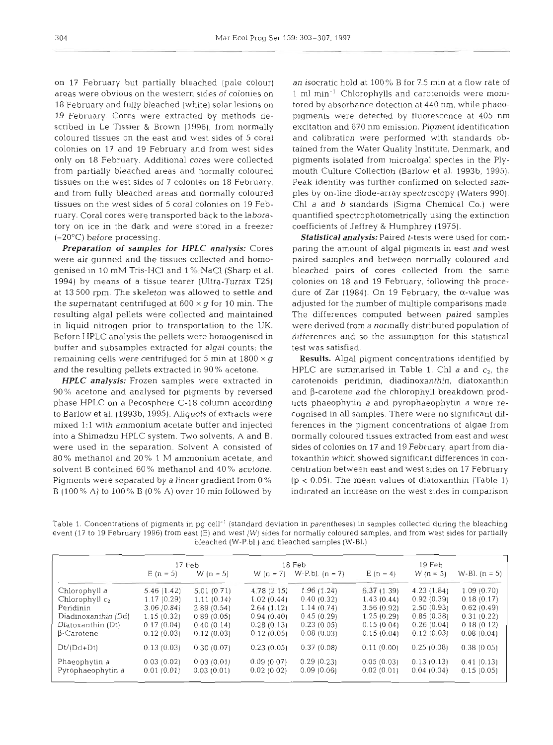on 17 February but partially bleached (pale colour) areas were obvious on the western sides of colonies on 18 February and fully bleached (white) solar lesions on 19 February. Cores were extracted by methods described in Le Tissier & Brown (1996), from normally coloured tissues on the east and west sides of 5 coral colonies on 17 and 19 February and from west sides only on 18 February. Additional cores were collected from partially bleached areas and normally coloured tissues on the west sides of 7 colonies on 18 February, and from fully bleached areas and normally coloured tissues on the west sides of 5 coral colonies on 19 February. Coral cores were transported back to the laboratory on ice in the dark and were stored in a freezer (−20°C) before processing.

***Preparation of samples for HPLC analysis:*** Cores were air gunned and the tissues collected and homogenised in 10 mM Tris-HCl and 1% NaCl (Sharp et al. 1994) by means of a tissue tearer (Ultra-Turrax T25) at 13 500 rpm. The skeleton was allowed to settle and the supernatant centrifuged at 600 × *g* for 10 min. The resulting algal pellets were collected and maintained in liquid nitrogen prior to transportation to the UK. Before HPLC analysis the pellets were homogenised in buffer and subsamples extracted for algal counts; the remaining cells were centrifuged for 5 min at 1800 × *g* and the resulting pellets extracted in 90% acetone.

***HPLC analysis:*** Frozen samples were extracted in 90% acetone and analysed for pigments by reversed phase HPLC on a Pecosphere C-18 column according to Barlow et al. (1993b, 1995). Aliquots of extracts were mixed 1:1 with ammonium acetate buffer and injected into a Shimadzu HPLC system. Two solvents, A and B, were used in the separation. Solvent A consisted of 80% methanol and 20% 1 M ammonium acetate, and solvent B contained 60% methanol and 40% acetone. Pigments were separated by a linear gradient from 0% B (100% A) to 100% B (0% A) over 10 min followed by an isocratic hold at 100% B for 7.5 min at a flow rate of 1 ml min$^{-1}$ Chlorophylls and carotenoids were monitored by absorbance detection at 440 nm, while phaeopigments were detected by fluorescence at 405 nm excitation and 670 nm emission. Pigment identification and calibration were performed with standards obtained from the Water Quality Institute, Denmark, and pigments isolated from microalgal species in the Plymouth Culture Collection (Barlow et al. 1993b, 1995). Peak identity was further confirmed on selected samples by on-line diode-array spectroscopy (Waters 990). Chl *a* and *b* standards (Sigma Chemical Co.) were quantified spectrophotometrically using the extinction coefficients of Jeffrey & Humphrey (1975).

***Statistical analysis:*** Paired *t*-tests were used for comparing the amount of algal pigments in east and west paired samples and between normally coloured and bleached pairs of cores collected from the same colonies on 18 and 19 February, following the procedure of Zar (1984). On 19 February, the α-value was adjusted for the number of multiple comparisons made. The differences computed between paired samples were derived from a normally distributed population of differences and so the assumption for this statistical test was satisfied.

**Results.** Algal pigment concentrations identified by HPLC are summarised in Table 1. Chl *a* and $c_2$, the carotenoids peridinin, diadinoxanthin, diatoxanthin and β-carotene and the chlorophyll breakdown products phaeophytin *a* and pyrophaeophytin *a* were recognised in all samples. There were no significant differences in the pigment concentrations of algae from normally coloured tissues extracted from east and west sides of colonies on 17 and 19 February, apart from diatoxanthin which showed significant differences in concentration between east and west sides on 17 February ($p < 0.05$). The mean values of diatoxanthin (Table 1) indicated an increase on the west sides in comparison

Table 1. Concentrations of pigments in pg cell$^{-1}$ (standard deviation in parentheses) in samples collected during the bleaching event (17 to 19 February 1996) from east (E) and west (W) sides for normally coloured samples, and from west sides for partially bleached (W-P.bl.) and bleached samples (W-Bl.)

| | 17 Feb | | 18 Feb | | 19 Feb | | |
|---|---|---|---|---|---|---|---|
| | E (n = 5) | W (n = 5) | W (n = 7) | W-P.bl. (n = 7) | E (n = 4) | W (n = 5) | W-Bl. (n = 5) |
| Chlorophyll *a* | 5.46 (1.42) | 5.01 (0.71) | 4.78 (2.15) | 1.96 (1.24) | 6.37 (1.39) | 4.23 (1.84) | 1.09 (0.70) |
| Chlorophyll $c_2$ | 1.17 (0.29) | 1.11 (0.14) | 1.02 (0.44) | 0.40 (0.32) | 1.43 (0.44) | 0.92 (0.39) | 0.18 (0.17) |
| Peridinin | 3.06 (0.84) | 2.89 (0.54) | 2.64 (1.12) | 1.14 (0.74) | 3.56 (0.92) | 2.50 (0.93) | 0.62 (0.49) |
| Diadinoxanthin (Dd) | 1.15 (0.32) | 0.89 (0.05) | 0.94 (0.40) | 0.45 (0.29) | 1.25 (0.29) | 0.85 (0.38) | 0.31 (0.22) |
| Diatoxanthin (Dt) | 0.17 (0.04) | 0.40 (0.14) | 0.28 (0.13) | 0.23 (0.05) | 0.15 (0.04) | 0.26 (0.04) | 0.18 (0.12) |
| β-Carotene | 0.12 (0.03) | 0.12 (0.03) | 0.12 (0.05) | 0.08 (0.03) | 0.15 (0.04) | 0.12 (0.03) | 0.08 (0.04) |
| Dt/(Dd+Dt) | 0.13 (0.03) | 0.30 (0.07) | 0.23 (0.05) | 0.37 (0.08) | 0.11 (0.00) | 0.25 (0.08) | 0.38 (0.05) |
| Phaeophytin *a* | 0.03 (0.02) | 0.03 (0.01) | 0.09 (0.07) | 0.29 (0.23) | 0.05 (0.03) | 0.13 (0.13) | 0.41 (0.13) |
| Pyrophaeophytin *a* | 0.01 (0.01) | 0.03 (0.01) | 0.02 (0.02) | 0.09 (0.06) | 0.02 (0.01) | 0.04 (0.04) | 0.15 (0.05) |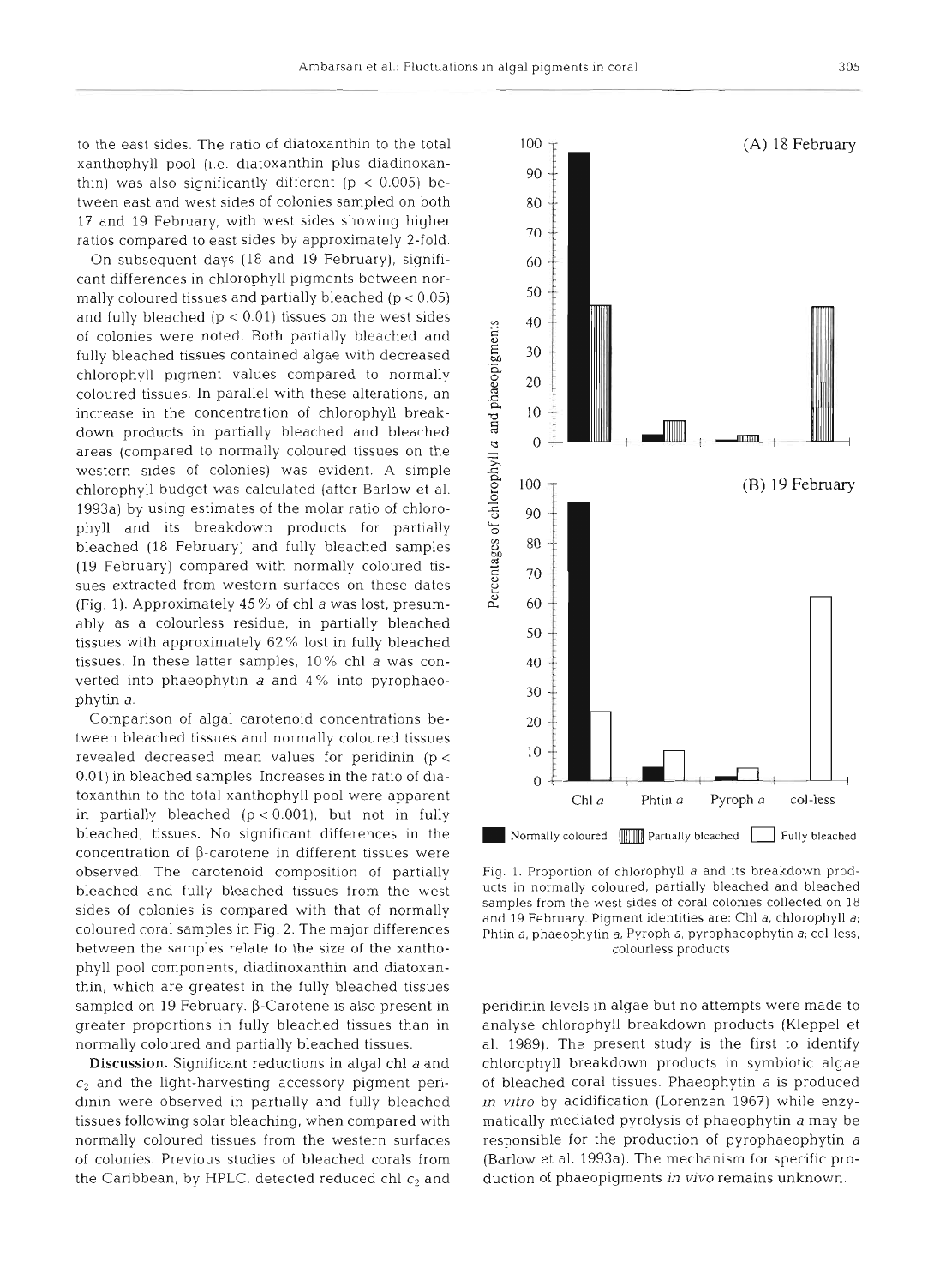to the east sides. The ratio of diatoxanthin to the total xanthophyll pool (i.e. diatoxanthin plus diadinoxanthin) was also significantly different ($p < 0.005$) between east and west sides of colonies sampled on both 17 and 19 February, with west sides showing higher ratios compared to east sides by approximately 2-fold.

On subsequent days (18 and 19 February), significant differences in chlorophyll pigments between normally coloured tissues and partially bleached ($p < 0.05$) and fully bleached ($p < 0.01$) tissues on the west sides of colonies were noted. Both partially bleached and fully bleached tissues contained algae with decreased chlorophyll pigment values compared to normally coloured tissues. In parallel with these alterations, an increase in the concentration of chlorophyll breakdown products in partially bleached and bleached areas (compared to normally coloured tissues on the western sides of colonies) was evident. A simple chlorophyll budget was calculated (after Barlow et al. 1993a) by using estimates of the molar ratio of chlorophyll and its breakdown products for partially bleached (18 February) and fully bleached samples (19 February) compared with normally coloured tissues extracted from western surfaces on these dates (Fig. 1). Approximately 45% of chl *a* was lost, presumably as a colourless residue, in partially bleached tissues with approximately 62% lost in fully bleached tissues. In these latter samples, 10% chl *a* was converted into phaeophytin *a* and 4% into pyrophaeophytin *a*.

Comparison of algal carotenoid concentrations between bleached tissues and normally coloured tissues revealed decreased mean values for peridinin ($p < 0.01$) in bleached samples. Increases in the ratio of diatoxanthin to the total xanthophyll pool were apparent in partially bleached ($p < 0.001$), but not in fully bleached, tissues. No significant differences in the concentration of β-carotene in different tissues were observed. The carotenoid composition of partially bleached and fully bleached tissues from the west sides of colonies is compared with that of normally coloured coral samples in Fig. 2. The major differences between the samples relate to the size of the xanthophyll pool components, diadinoxanthin and diatoxanthin, which are greatest in the fully bleached tissues sampled on 19 February. β-Carotene is also present in greater proportions in fully bleached tissues than in normally coloured and partially bleached tissues.

Fig. 1. Proportion of chlorophyll *a* and its breakdown products in normally coloured, partially bleached and bleached samples from the west sides of coral colonies collected on 18 and 19 February. Pigment identities are: Chl *a*, chlorophyll *a*; Phtin *a*, phaeophytin *a*; Pyroph *a*, pyrophaeophytin *a*; col-less, colourless products

**Discussion.** Significant reductions in algal chl *a* and $c_2$ and the light-harvesting accessory pigment peridinin were observed in partially and fully bleached tissues following solar bleaching, when compared with normally coloured tissues from the western surfaces of colonies. Previous studies of bleached corals from the Caribbean, by HPLC, detected reduced chl $c_2$ and peridinin levels in algae but no attempts were made to analyse chlorophyll breakdown products (Kleppel et al. 1989). The present study is the first to identify chlorophyll breakdown products in symbiotic algae of bleached coral tissues. Phaeophytin *a* is produced *in vitro* by acidification (Lorenzen 1967) while enzymatically mediated pyrolysis of phaeophytin *a* may be responsible for the production of pyrophaeophytin *a* (Barlow et al. 1993a). The mechanism for specific production of phaeopigments *in vivo* remains unknown.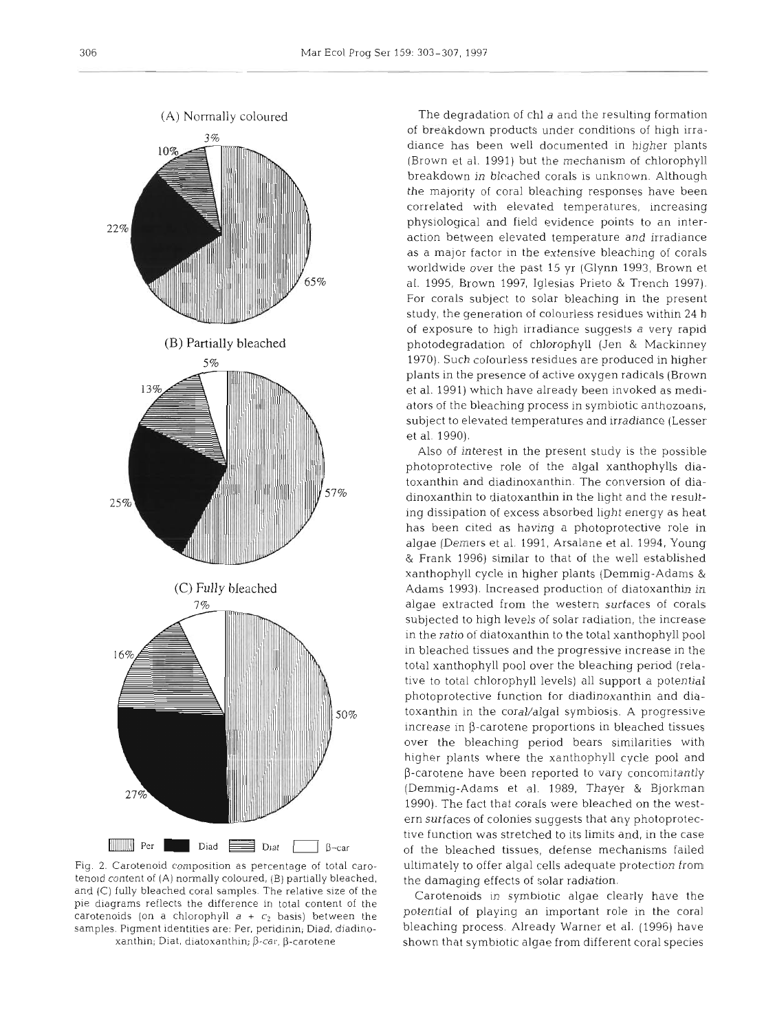(A) Normally coloured

3%

10%

22%

65%

(B) Partially bleached

5%

13%

25%

57%

(C) Fully bleached

7%

16%

27%

50%

Per Diad Diat β-car

Fig. 2. Carotenoid composition as percentage of total carotenoid content of (A) normally coloured, (B) partially bleached, and (C) fully bleached coral samples. The relative size of the pie diagrams reflects the difference in total content of the carotenoids (on a chlorophyll $a + c_2$ basis) between the samples. Pigment identities are: Per, peridinin; Diad, diadinoxanthin; Diat, diatoxanthin; β-car, β-carotene

The degradation of chl *a* and the resulting formation of breakdown products under conditions of high irradiance has been well documented in higher plants (Brown et al. 1991) but the mechanism of chlorophyll breakdown in bleached corals is unknown. Although the majority of coral bleaching responses have been correlated with elevated temperatures, increasing physiological and field evidence points to an interaction between elevated temperature and irradiance as a major factor in the extensive bleaching of corals worldwide over the past 15 yr (Glynn 1993, Brown et al. 1995, Brown 1997, Iglesias Prieto & Trench 1997). For corals subject to solar bleaching in the present study, the generation of colourless residues within 24 h of exposure to high irradiance suggests a very rapid photodegradation of chlorophyll (Jen & Mackinney 1970). Such colourless residues are produced in higher plants in the presence of active oxygen radicals (Brown et al. 1991) which have already been invoked as mediators of the bleaching process in symbiotic anthozoans, subject to elevated temperatures and irradiance (Lesser et al. 1990).

Also of interest in the present study is the possible photoprotective role of the algal xanthophylls diatoxanthin and diadinoxanthin. The conversion of diadinoxanthin to diatoxanthin in the light and the resulting dissipation of excess absorbed light energy as heat has been cited as having a photoprotective role in algae (Demers et al. 1991, Arsalane et al. 1994, Young & Frank 1996) similar to that of the well established xanthophyll cycle in higher plants (Demmig-Adams & Adams 1993). Increased production of diatoxanthin in algae extracted from the western surfaces of corals subjected to high levels of solar radiation, the increase in the ratio of diatoxanthin to the total xanthophyll pool in bleached tissues and the progressive increase in the total xanthophyll pool over the bleaching period (relative to total chlorophyll levels) all support a potential photoprotective function for diadinoxanthin and diatoxanthin in the coral/algal symbiosis. A progressive increase in β-carotene proportions in bleached tissues over the bleaching period bears similarities with higher plants where the xanthophyll cycle pool and β-carotene have been reported to vary concomitantly (Demmig-Adams et al. 1989, Thayer & Bjorkman 1990). The fact that corals were bleached on the western surfaces of colonies suggests that any photoprotective function was stretched to its limits and, in the case of the bleached tissues, defense mechanisms failed ultimately to offer algal cells adequate protection from the damaging effects of solar radiation.

Carotenoids in symbiotic algae clearly have the potential of playing an important role in the coral bleaching process. Already Warner et al. (1996) have shown that symbiotic algae from different coral species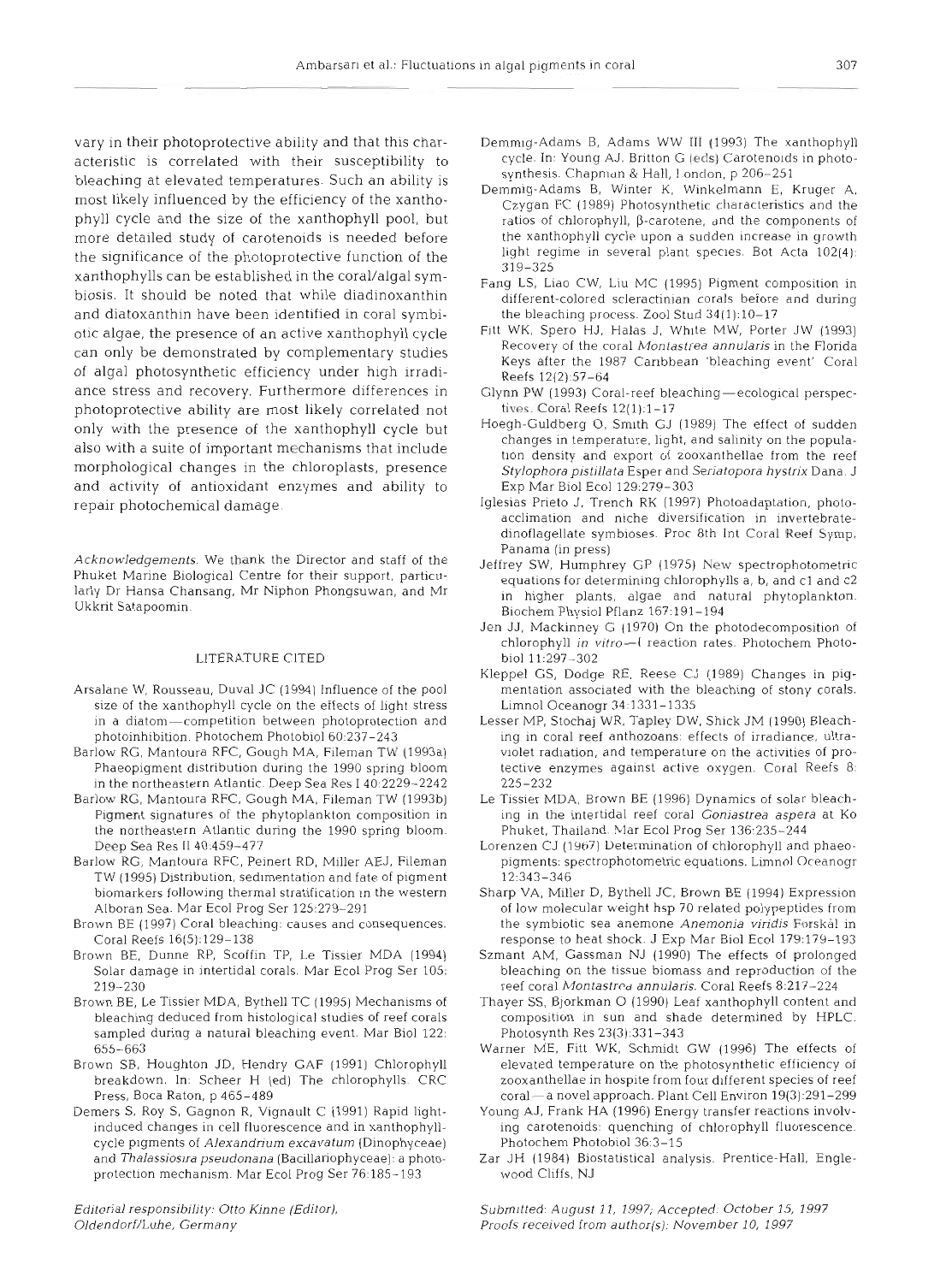vary in their photoprotective ability and that this characteristic is correlated with their susceptibility to bleaching at elevated temperatures. Such an ability is most likely influenced by the efficiency of the xanthophyll cycle and the size of the xanthophyll pool, but more detailed study of carotenoids is needed before the significance of the photoprotective function of the xanthophylls can be established in the coral/algal symbiosis. It should be noted that while diadinoxanthin and diatoxanthin have been identified in coral symbiotic algae, the presence of an active xanthophyll cycle can only be demonstrated by complementary studies of algal photosynthetic efficiency under high irradiance stress and recovery. Furthermore differences in photoprotective ability are most likely correlated not only with the presence of the xanthophyll cycle but also with a suite of important mechanisms that include morphological changes in the chloroplasts, presence and activity of antioxidant enzymes and ability to repair photochemical damage.

*Acknowledgements.* We thank the Director and staff of the Phuket Marine Biological Centre for their support, particularly Dr Hansa Chansang, Mr Niphon Phongsuwan, and Mr Ukkrit Satapoomin.

## LITERATURE CITED

- Arsalane W, Rousseau, Duval JC (1994) Influence of the pool size of the xanthophyll cycle on the effects of light stress in a diatom—competition between photoprotection and photoinhibition. Photochem Photobiol 60:237–243
- Barlow RG, Mantoura RFC, Gough MA, Fileman TW (1993a) Phaeopigment distribution during the 1990 spring bloom in the northeastern Atlantic. Deep Sea Res I 40:2229–2242
- Barlow RG, Mantoura RFC, Gough MA, Fileman TW (1993b) Pigment signatures of the phytoplankton composition in the northeastern Atlantic during the 1990 spring bloom. Deep Sea Res II 40:459–477
- Barlow RG, Mantoura RFC, Peinert RD, Miller AEJ, Fileman TW (1995) Distribution, sedimentation and fate of pigment biomarkers following thermal stratification in the western Alboran Sea. Mar Ecol Prog Ser 125:279–291
- Brown BE (1997) Coral bleaching: causes and consequences. Coral Reefs 16(5):129–138
- Brown BE, Dunne RP, Scoffin TP, Le Tissier MDA (1994) Solar damage in intertidal corals. Mar Ecol Prog Ser 105: 219–230
- Brown BE, Le Tissier MDA, Bythell TC (1995) Mechanisms of bleaching deduced from histological studies of reef corals sampled during a natural bleaching event. Mar Biol 122: 655–663
- Brown SB, Houghton JD, Hendry GAF (1991) Chlorophyll breakdown. In: Scheer H (ed) The chlorophylls. CRC Press, Boca Raton, p 465–489
- Demers S, Roy S, Gagnon R, Vignault C (1991) Rapid light-induced changes in cell fluorescence and in xanthophyll-cycle pigments of *Alexandrium excavatum* (Dinophyceae) and *Thalassiosira pseudonana* (Bacillariophyceae): a photoprotection mechanism. Mar Ecol Prog Ser 76:185–193
- Demmig-Adams B, Adams WW III (1993) The xanthophyll cycle. In: Young AJ, Britton G (eds) Carotenoids in photosynthesis. Chapman & Hall, London, p 206–251
- Demmig-Adams B, Winter K, Winkelmann E, Kruger A, Czygan FC (1989) Photosynthetic characteristics and the ratios of chlorophyll, β-carotene, and the components of the xanthophyll cycle upon a sudden increase in growth light regime in several plant species. Bot Acta 102(4): 319–325
- Fang LS, Liao CW, Liu MC (1995) Pigment composition in different-colored scleractinian corals before and during the bleaching process. Zool Stud 34(1):10–17
- Fitt WK, Spero HJ, Halas J, White MW, Porter JW (1993) Recovery of the coral *Montastrea annularis* in the Florida Keys after the 1987 Caribbean 'bleaching event' Coral Reefs 12(2):57–64
- Glynn PW (1993) Coral-reef bleaching—ecological perspectives. Coral Reefs 12(1):1–17
- Hoegh-Guldberg O, Smith GJ (1989) The effect of sudden changes in temperature, light, and salinity on the population density and export of zooxanthellae from the reef *Stylophora pistillata* Esper and *Seriatopora hystrix* Dana. J Exp Mar Biol Ecol 129:279–303
- Iglesias Prieto J, Trench RK (1997) Photoadaptation, photoacclimation and niche diversification in invertebrate-dinoflagellate symbioses. Proc 8th Int Coral Reef Symp, Panama (in press)
- Jeffrey SW, Humphrey GP (1975) New spectrophotometric equations for determining chlorophylls a, b, and c1 and c2 in higher plants, algae and natural phytoplankton. Biochem Physiol Pflanz 167:191–194
- Jen JJ, Mackinney G (1970) On the photodecomposition of chlorophyll *in vitro*—I reaction rates. Photochem Photobiol 11:297–302
- Kleppel GS, Dodge RE, Reese CJ (1989) Changes in pigmentation associated with the bleaching of stony corals. Limnol Oceanogr 34:1331–1335
- Lesser MP, Stochaj WR, Tapley DW, Shick JM (1990) Bleaching in coral reef anthozoans: effects of irradiance, ultraviolet radiation, and temperature on the activities of protective enzymes against active oxygen. Coral Reefs 8: 225–232
- Le Tissier MDA, Brown BE (1996) Dynamics of solar bleaching in the intertidal reef coral *Goniastrea aspera* at Ko Phuket, Thailand. Mar Ecol Prog Ser 136:235–244
- Lorenzen CJ (1967) Determination of chlorophyll and phaeopigments: spectrophotometric equations. Limnol Oceanogr 12:343–346
- Sharp VA, Miller D, Bythell JC, Brown BE (1994) Expression of low molecular weight hsp 70 related polypeptides from the symbiotic sea anemone *Anemonia viridis* Forskål in response to heat shock. J Exp Mar Biol Ecol 179:179–193
- Szmant AM, Gassman NJ (1990) The effects of prolonged bleaching on the tissue biomass and reproduction of the reef coral *Montastrea annularis*. Coral Reefs 8:217–224
- Thayer SS, Bjorkman O (1990) Leaf xanthophyll content and composition in sun and shade determined by HPLC. Photosynth Res 23(3):331–343
- Warner ME, Fitt WK, Schmidt GW (1996) The effects of elevated temperature on the photosynthetic efficiency of zooxanthellae in hospite from four different species of reef coral—a novel approach. Plant Cell Environ 19(3):291–299
- Young AJ, Frank HA (1996) Energy transfer reactions involving carotenoids: quenching of chlorophyll fluorescence. Photochem Photobiol 36:3–15
- Zar JH (1984) Biostatistical analysis. Prentice-Hall, Englewood Cliffs, NJ

*Editorial responsibility: Otto Kinne (Editor), Oldendorf/Luhe, Germany*

*Submitted: August 11, 1997; Accepted: October 15, 1997*
*Proofs received from author(s): November 10, 1997*